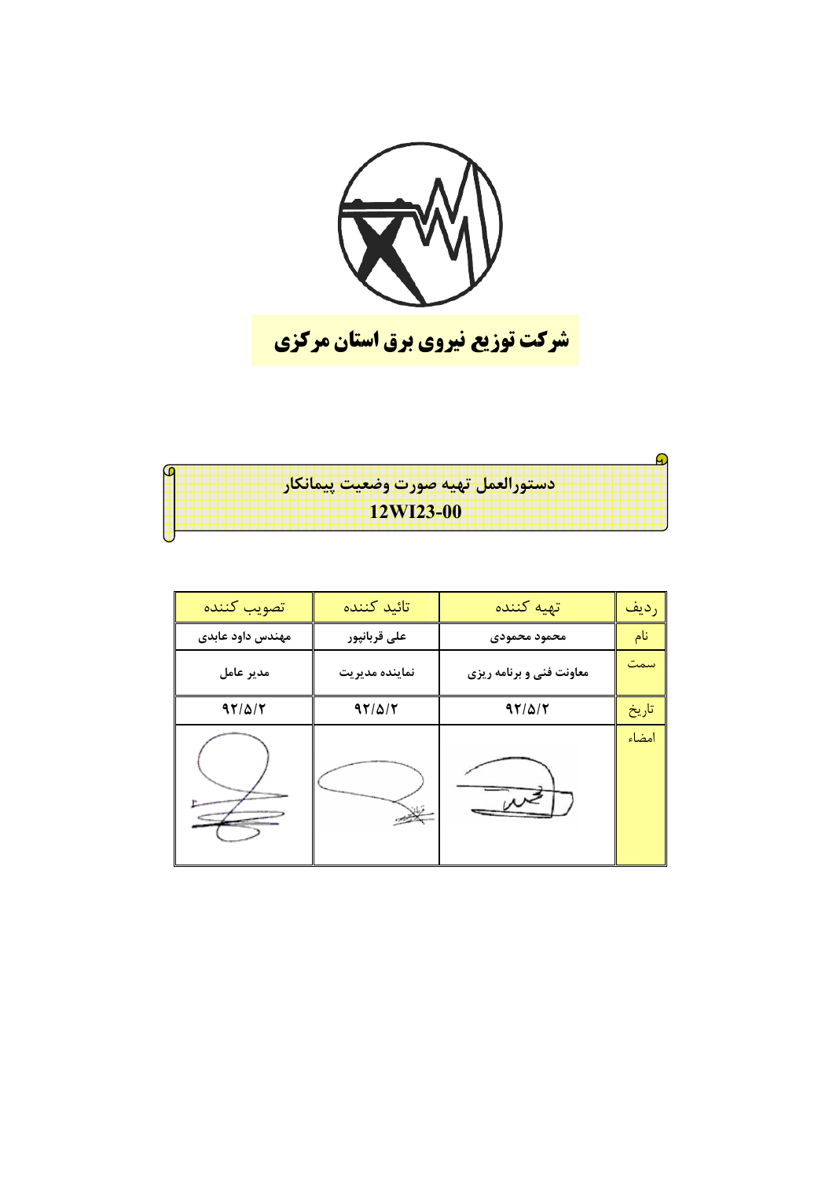# شرکت توزیع نیروی برق استان مرکزی

## دستورالعمل تهیه صورت وضعیت پیمانکار

## 12WI23-00

| ردیف | تهیه کننده | تائید کننده | تصویب کننده |
|---|---|---|---|
| نام | محمود محمودی | علی قربانپور | مهندس داود عابدی |
| سمت | معاونت فنی و برنامه ریزی | نماینده مدیریت | مدیر عامل |
| تاریخ | ۹۲/۵/۲ | ۹۲/۵/۲ | ۹۲/۵/۲ |
| امضاء | | | |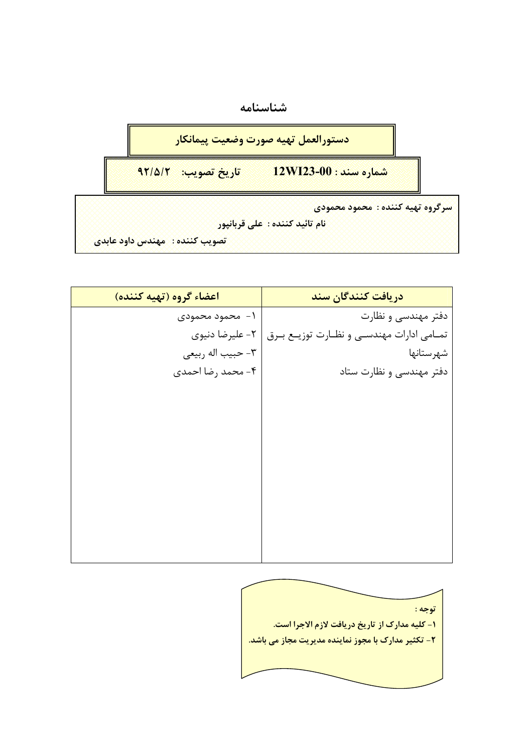# شناسنامه

**دستورالعمل تهیه صورت وضعیت پیمانکار**

**شماره سند : 12WI23-00** &nbsp;&nbsp;&nbsp;&nbsp; **تاریخ تصویب: ۹۲/۵/۲**

**سرگروه تهیه کننده : محمود محمودی**

**نام تائید کننده : علی قربانپور**

**تصویب کننده : مهندس داود عابدی**

| دریافت کنندگان سند | اعضاء گروه (تهیه کننده) |
| --- | --- |
| دفتر مهندسی و نظارت | ۱- محمود محمودی |
| تمامی ادارات مهندسی و نظارت توزیع برق شهرستانها | ۲- علیرضا دنیوی |
| | ۳- حبیب اله ربیعی |
| دفتر مهندسی و نظارت ستاد | ۴- محمد رضا احمدی |

**توجه :**

**۱- کلیه مدارک از تاریخ دریافت لازم الاجرا است.**

**۲- تکثیر مدارک با مجوز نماینده مدیریت مجاز می باشد.**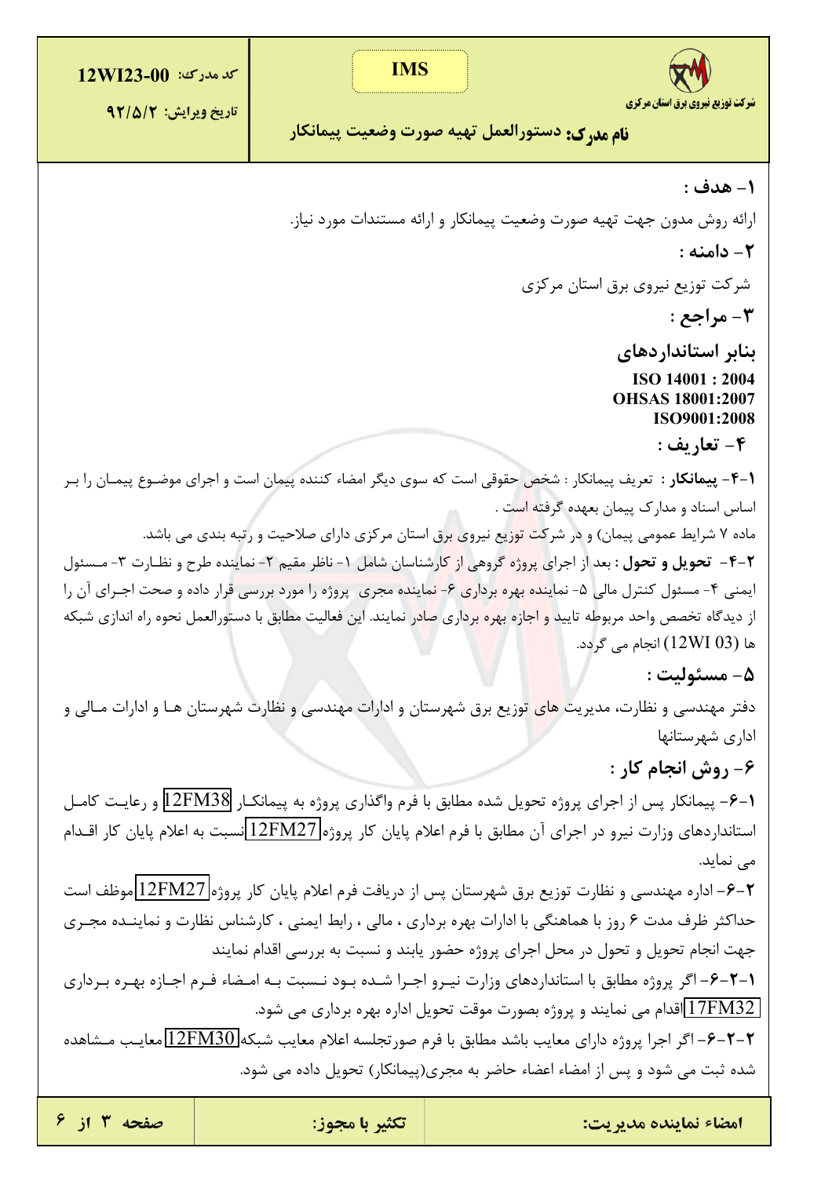## ۱- هدف :

ارائه روش مدون جهت تهیه صورت وضعیت پیمانکار و ارائه مستندات مورد نیاز.

## ۲- دامنه :

شرکت توزیع نیروی برق استان مرکزی

## ۳- مراجع :

### بنابر استانداردهای

ISO 14001 : 2004
OHSAS 18001:2007
ISO9001:2008

## ۴- تعاریف :

**۱-۴- پیمانکار :** تعریف پیمانکار : شخص حقوقی است که سوی دیگر امضاء کننده پیمان است و اجرای موضوع پیمـان را بـر اساس اسناد و مدارک پیمان بعهده گرفته است .

ماده ۷ شرایط عمومی پیمان) و در شرکت توزیع نیروی برق استان مرکزی دارای صلاحیت و رتبه بندی می باشد.

**۲-۴- تحویل و تحول :** بعد از اجرای پروژه گروهی از کارشناسان شامل ۱- ناظر مقیم ۲- نماینده طرح و نظـارت ۳- مـسئول ایمنی ۴- مسئول کنترل مالی ۵- نماینده بهره برداری ۶- نماینده مجری پروژه را مورد بررسی قرار داده و صحت اجـرای آن را از دیدگاه تخصص واحد مربوطه تایید و اجازه بهره برداری صادر نمایند. این فعالیت مطابق با دستورالعمل نحوه راه اندازی شبکه ها (12WI 03) انجام می گردد.

## ۵- مسئولیت :

دفتر مهندسی و نظارت، مدیریت های توزیع برق شهرستان و ادارات مهندسی و نظارت شهرستان هـا و ادارات مـالی و اداری شهرستانها

## ۶- روش انجام کار :

**۱-۶-** پیمانکار پس از اجرای پروژه تحویل شده مطابق با فرم واگذاری پروژه به پیمانکـار 12FM38 و رعایـت کامـل استانداردهای وزارت نیرو در اجرای آن مطابق با فرم اعلام پایان کار پروژه 12FM27 نسبت به اعلام پایان کار اقـدام می نماید.

**۲-۶-** اداره مهندسی و نظارت توزیع برق شهرستان پس از دریافت فرم اعلام پایان کار پروژه 12FM27 موظف است حداکثر ظرف مدت ۶ روز با هماهنگی با ادارات بهره برداری ، مالی ، رابط ایمنی ، کارشناس نظارت و نماینـده مجـری جهت انجام تحویل و تحول در محل اجرای پروژه حضور یابند و نسبت به بررسی اقدام نمایند

**۱-۲-۶-** اگر پروژه مطابق با استانداردهای وزارت نیـرو اجـرا شـده بـود نـسبت بـه امـضاء فـرم اجـازه بهـره بـرداری 17FM32 اقدام می نمایند و پروژه بصورت موقت تحویل اداره بهره برداری می شود.

**۲-۲-۶-** اگر اجرا پروژه دارای معایب باشد مطابق با فرم صورتجلسه اعلام معایب شبکه 12FM30 معایـب مـشاهده شده ثبت می شود و پس از امضاء اعضاء حاضر به مجری(پیمانکار) تحویل داده می شود.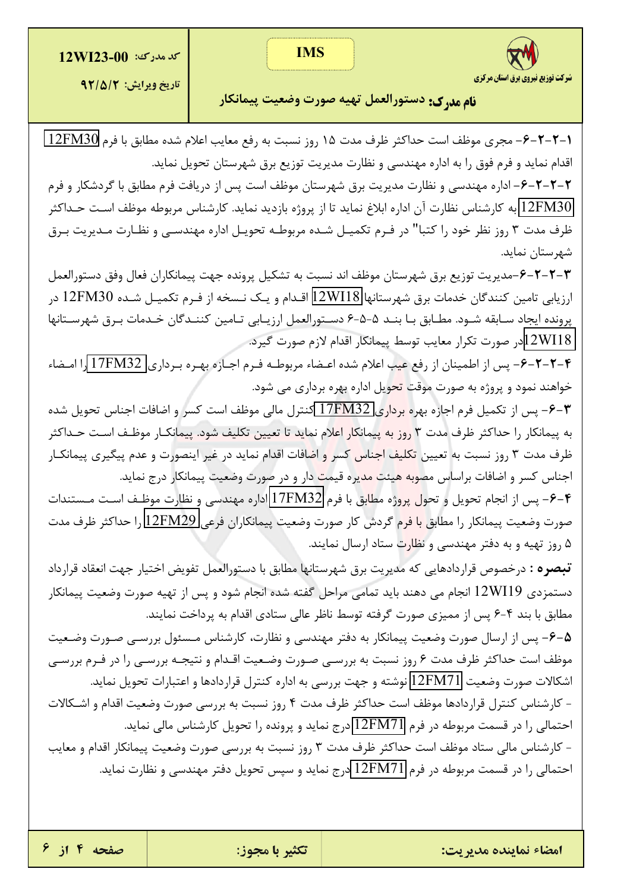**۱-۲-۲-۶**- مجری موظف است حداکثر ظرف مدت ۱۵ روز نسبت به رفع معایب اعلام شده مطابق با فرم 12FM30 اقدام نماید و فرم فوق را به اداره مهندسی و نظارت مدیریت توزیع برق شهرستان تحویل نماید.

**۲-۲-۲-۶**- اداره مهندسی و نظارت مدیریت برق شهرستان موظف است پس از دریافت فرم مطابق با گردشکار و فرم 12FM30 به کارشناس نظارت آن اداره ابلاغ نماید تا از پروژه بازدید نماید. کارشناس مربوطه موظف است حداکثر ظرف مدت ۳ روز نظر خود را کتبا" در فرم تکمیل شده مربوطه تحویل اداره مهندسی و نظارت مدیریت برق شهرستان نماید.

**۳-۲-۲-۶**-مدیریت توزیع برق شهرستان موظف اند نسبت به تشکیل پرونده جهت پیمانکاران فعال وفق دستورالعمل ارزیابی تامین کنندگان خدمات برق شهرستانها 12WI18 اقدام و یک نسخه از فرم تکمیل شده 12FM30 در پرونده ایجاد سابقه شود. مطابق با بند ۵-۵-۶ دستورالعمل ارزیابی تامین کنندگان خدمات برق شهرستانها 12WI18 در صورت تکرار معایب توسط پیمانکار اقدام لازم صورت گیرد.

**۴-۲-۲-۶**- پس از اطمینان از رفع عیب اعلام شده اعضاء مربوطه فرم اجازه بهره برداری 17FM32 را امضاء خواهند نمود و پروژه به صورت موقت تحویل اداره بهره برداری می شود.

**۳-۶**- پس از تکمیل فرم اجازه بهره برداری 17FM32 کنترل مالی موظف است کسر و اضافات اجناس تحویل شده به پیمانکار را حداکثر ظرف مدت ۳ روز به پیمانکار اعلام نماید تا تعیین تکلیف شود. پیمانکار موظف است حداکثر ظرف مدت ۳ روز نسبت به تعیین تکلیف اجناس کسر و اضافات اقدام نماید در غیر اینصورت و عدم پیگیری پیمانکار اجناس کسر و اضافات براساس مصوبه هیئت مدیره قیمت دار و در صورت وضعیت پیمانکار درج نماید.

**۴-۶**- پس از انجام تحویل و تحول پروژه مطابق با فرم 17FM32 اداره مهندسی و نظارت موظف است مستندات صورت وضعیت پیمانکار را مطابق با فرم گردش کار صورت وضعیت پیمانکاران فرعی 12FM29 را حداکثر ظرف مدت ۵ روز تهیه و به دفتر مهندسی و نظارت ستاد ارسال نمایند.

**تبصره :** درخصوص قراردادهایی که مدیریت برق شهرستانها مطابق با دستورالعمل تفویض اختیار جهت انعقاد قرارداد دستمزدی 12WI19 انجام می دهند باید تمامی مراحل گفته شده انجام شود و پس از تهیه صورت وضعیت پیمانکار مطابق با بند ۴-۶ پس از ممیزی صورت گرفته توسط ناظر عالی ستادی اقدام به پرداخت نمایند.

**۵-۶**- پس از ارسال صورت وضعیت پیمانکار به دفتر مهندسی و نظارت، کارشناس مسئول بررسی صورت وضعیت موظف است حداکثر ظرف مدت ۶ روز نسبت به بررسی صورت وضعیت اقدام و نتیجه بررسی را در فرم بررسی اشکالات صورت وضعیت 12FM71 نوشته و جهت بررسی به اداره کنترل قراردادها و اعتبارات تحویل نماید.

- کارشناس کنترل قراردادها موظف است حداکثر ظرف مدت ۴ روز نسبت به بررسی صورت وضعیت اقدام و اشکالات احتمالی را در قسمت مربوطه در فرم 12FM71 درج نماید و پرونده را تحویل کارشناس مالی نماید.

- کارشناس مالی ستاد موظف است حداکثر ظرف مدت ۳ روز نسبت به بررسی صورت وضعیت پیمانکار اقدام و معایب احتمالی را در قسمت مربوطه در فرم 12FM71 درج نماید و سپس تحویل دفتر مهندسی و نظارت نماید.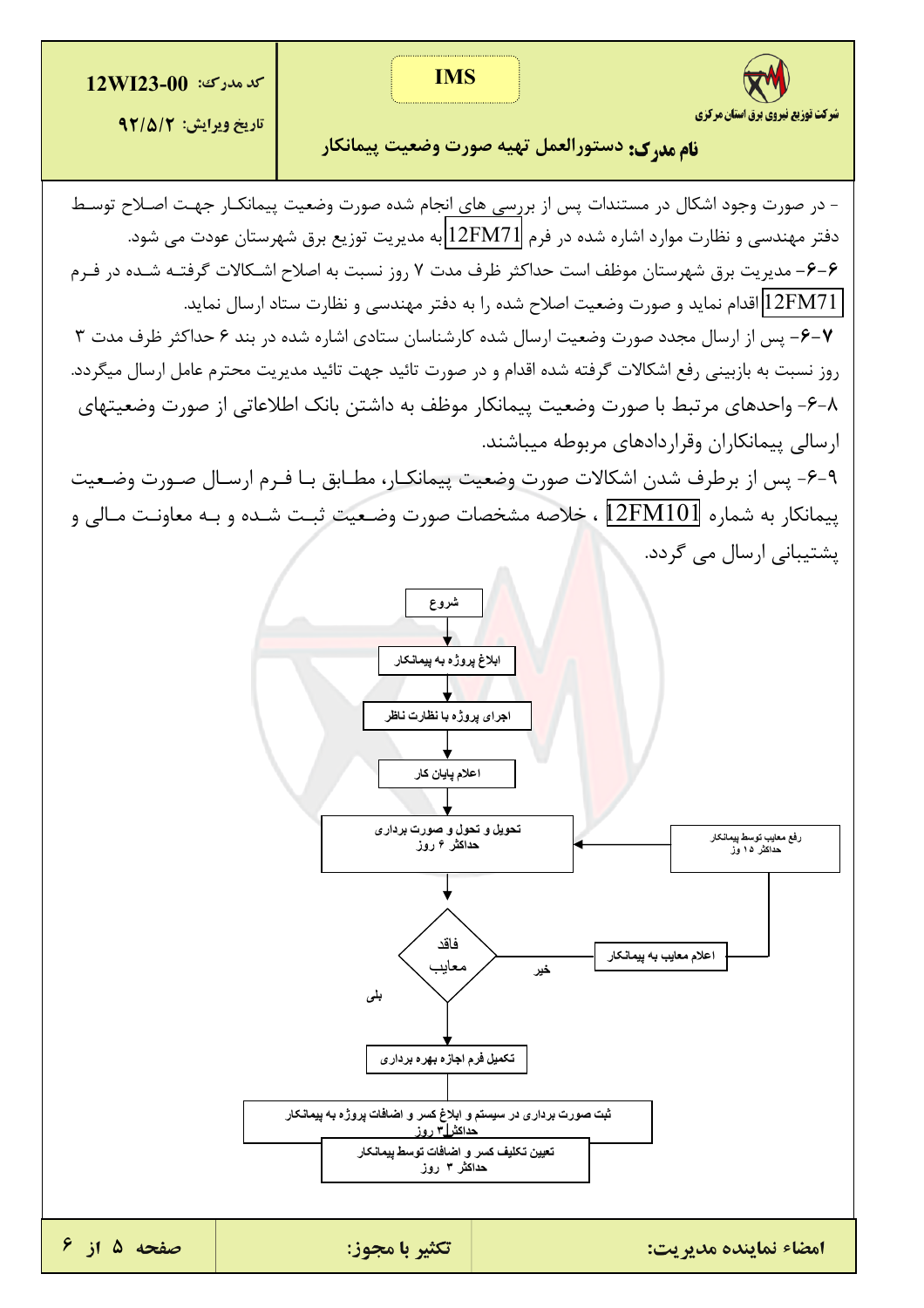- در صورت وجود اشکال در مستندات پس از بررسی های انجام شده صورت وضعیت پیمانکار جهت اصلاح توسط دفتر مهندسی و نظارت موارد اشاره شده در فرم 12FM71 به مدیریت توزیع برق شهرستان عودت می شود.

**۶-۶**- مدیریت برق شهرستان موظف است حداکثر ظرف مدت ۷ روز نسبت به اصلاح اشکالات گرفته شده در فرم 12FM71 اقدام نماید و صورت وضعیت اصلاح شده را به دفتر مهندسی و نظارت ستاد ارسال نماید.

**۶-۷**- پس از ارسال مجدد صورت وضعیت ارسال شده کارشناسان ستادی اشاره شده در بند ۶ حداکثر ظرف مدت ۳ روز نسبت به بازبینی رفع اشکالات گرفته شده اقدام و در صورت تائید جهت تائید مدیریت محترم عامل ارسال میگردد.

۶-۸- واحدهای مرتبط با صورت وضعیت پیمانکار موظف به داشتن بانک اطلاعاتی از صورت وضعیتهای ارسالی پیمانکاران وقراردادهای مربوطه میباشند.

۶-۹- پس از برطرف شدن اشکالات صورت وضعیت پیمانکار، مطابق با فرم ارسال صورت وضعیت پیمانکار به شماره 12FM101 ، خلاصه مشخصات صورت وضعیت ثبت شده و به معاونت مالی و پشتیبانی ارسال می گردد.

شروع
↓
ابلاغ پروژه به پیمانکار
↓
اجرای پروژه با نظارت ناظر
↓
اعلام پایان کار
↓
تحویل و تحول و صورت برداری حداکثر ۶ روز
↓
فاقد معایب؟
- خیر → اعلام معایب به پیمانکار → رفع معایب توسط پیمانکار حداکثر ۱۵ وز → تحویل و تحول و صورت برداری
- بلی ↓

تکمیل فرم اجازه بهره برداری
↓
ثبت صورت برداری در سیستم و ابلاغ کسر و اضافات پروژه به پیمانکار حداکثر ۳ روز
↓
تعیین تکلیف کسر و اضافات توسط پیمانکار حداکثر ۳ روز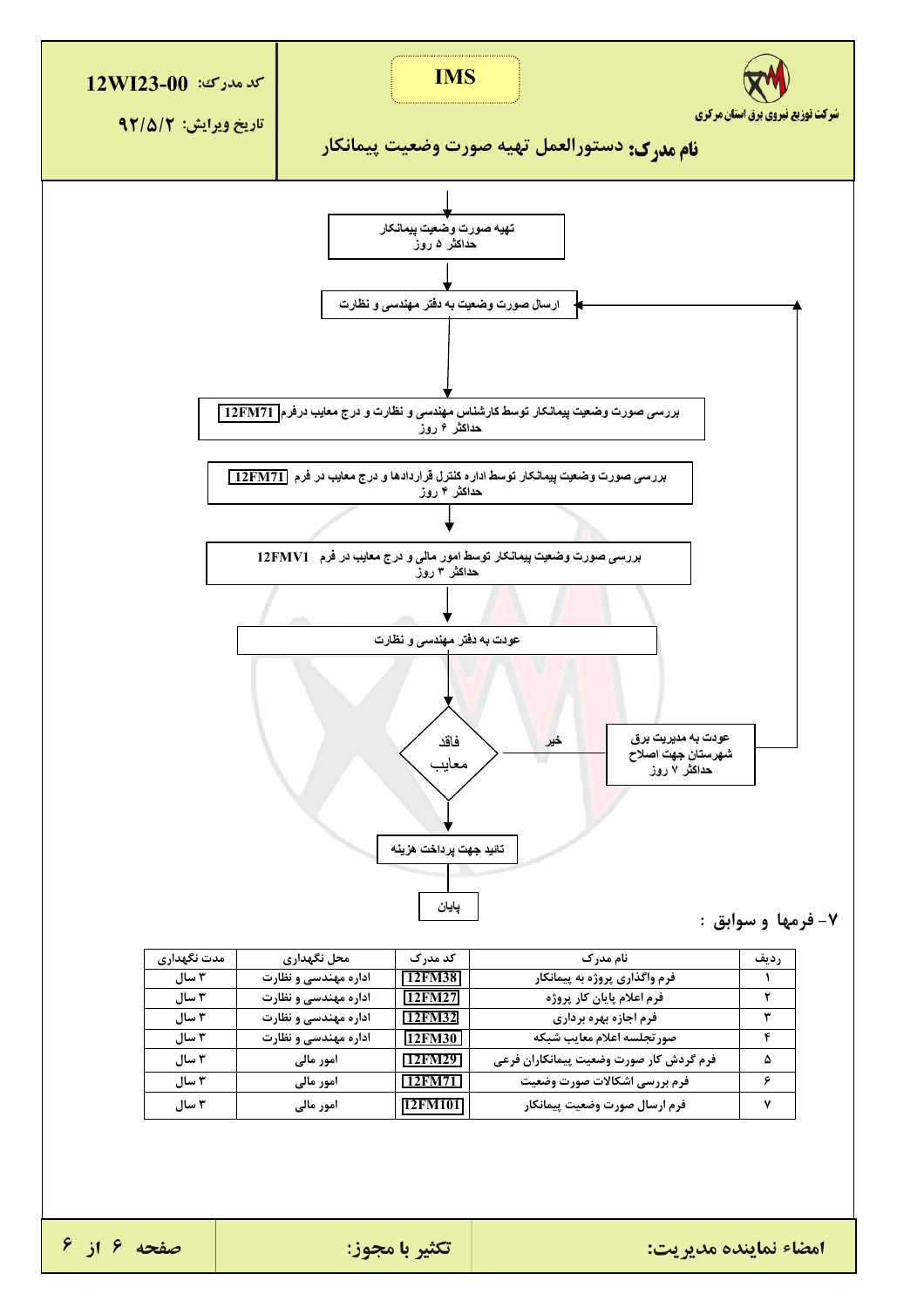تهیه صورت وضعیت پیمانکار
حداکثر ۵ روز

ارسال صورت وضعیت به دفتر مهندسی و نظارت

بررسی صورت وضعیت پیمانکار توسط کارشناس مهندسی و نظارت و درج معایب درفرم 12FM71
حداکثر ۶ روز

بررسی صورت وضعیت پیمانکار توسط اداره کنترل قراردادها و درج معایب در فرم 12FM71
حداکثر ۴ روز

بررسی صورت وضعیت پیمانکار توسط امور مالی و درج معایب در فرم 12FMV1
حداکثر ۳ روز

عودت به دفتر مهندسی و نظارت

فاقد معایب

خیر

عودت به مدیریت برق شهرستان جهت اصلاح
حداکثر ۷ روز

تائید جهت پرداخت هزینه

پایان

## ۷- فرمها و سوابق :

| ردیف | نام مدرک | کد مدرک | محل نگهداری | مدت نگهداری |
|---|---|---|---|---|
| ۱ | فرم واگذاری پروژه به پیمانکار | 12FM38 | اداره مهندسی و نظارت | ۳ سال |
| ۲ | فرم اعلام پایان کار پروژه | 12FM27 | اداره مهندسی و نظارت | ۳ سال |
| ۳ | فرم اجازه بهره برداری | 12FM32 | اداره مهندسی و نظارت | ۳ سال |
| ۴ | صورتجلسه اعلام معایب شبکه | 12FM30 | اداره مهندسی و نظارت | ۳ سال |
| ۵ | فرم گردش کار صورت وضعیت پیمانکاران فرعی | 12FM29 | امور مالی | ۳ سال |
| ۶ | فرم بررسی اشکالات صورت وضعیت | 12FM71 | امور مالی | ۳ سال |
| ۷ | فرم ارسال صورت وضعیت پیمانکار | 12FM101 | امور مالی | ۳ سال |